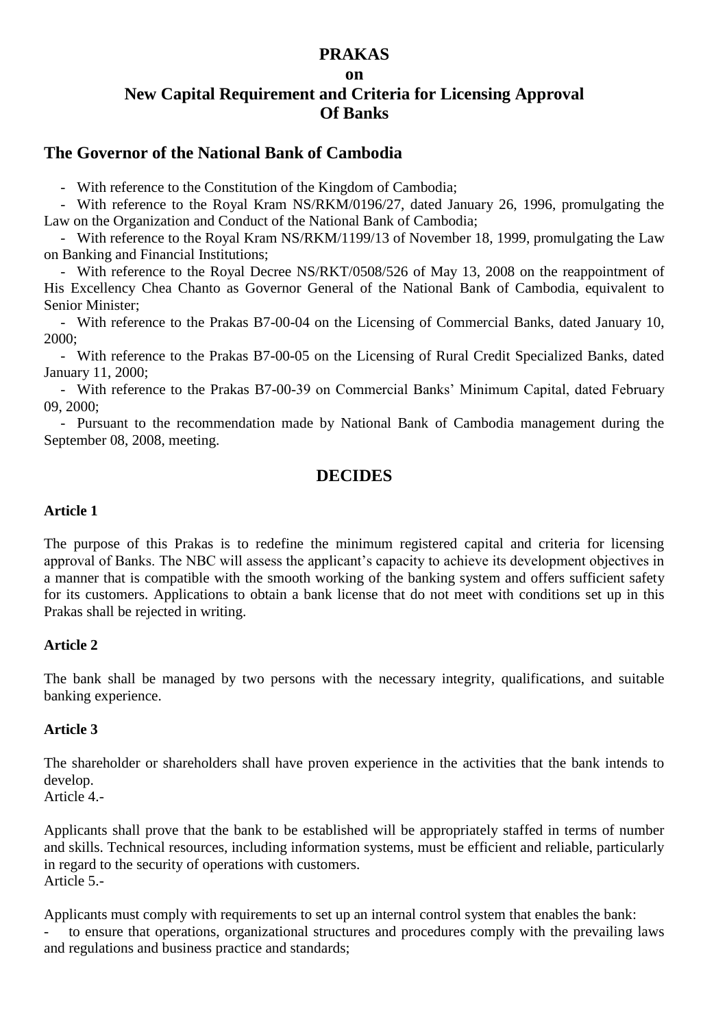# PRAKAS
## on
## New Capital Requirement and Criteria for Licensing Approval Of Banks

## The Governor of the National Bank of Cambodia

- With reference to the Constitution of the Kingdom of Cambodia;
- With reference to the Royal Kram NS/RKM/0196/27, dated January 26, 1996, promulgating the Law on the Organization and Conduct of the National Bank of Cambodia;
- With reference to the Royal Kram NS/RKM/1199/13 of November 18, 1999, promulgating the Law on Banking and Financial Institutions;
- With reference to the Royal Decree NS/RKT/0508/526 of May 13, 2008 on the reappointment of His Excellency Chea Chanto as Governor General of the National Bank of Cambodia, equivalent to Senior Minister;
- With reference to the Prakas B7-00-04 on the Licensing of Commercial Banks, dated January 10, 2000;
- With reference to the Prakas B7-00-05 on the Licensing of Rural Credit Specialized Banks, dated January 11, 2000;
- With reference to the Prakas B7-00-39 on Commercial Banks' Minimum Capital, dated February 09, 2000;
- Pursuant to the recommendation made by National Bank of Cambodia management during the September 08, 2008, meeting.

## DECIDES

**Article 1**

The purpose of this Prakas is to redefine the minimum registered capital and criteria for licensing approval of Banks. The NBC will assess the applicant's capacity to achieve its development objectives in a manner that is compatible with the smooth working of the banking system and offers sufficient safety for its customers. Applications to obtain a bank license that do not meet with conditions set up in this Prakas shall be rejected in writing.

**Article 2**

The bank shall be managed by two persons with the necessary integrity, qualifications, and suitable banking experience.

**Article 3**

The shareholder or shareholders shall have proven experience in the activities that the bank intends to develop.

Article 4.-

Applicants shall prove that the bank to be established will be appropriately staffed in terms of number and skills. Technical resources, including information systems, must be efficient and reliable, particularly in regard to the security of operations with customers.

Article 5.-

Applicants must comply with requirements to set up an internal control system that enables the bank:

- to ensure that operations, organizational structures and procedures comply with the prevailing laws and regulations and business practice and standards;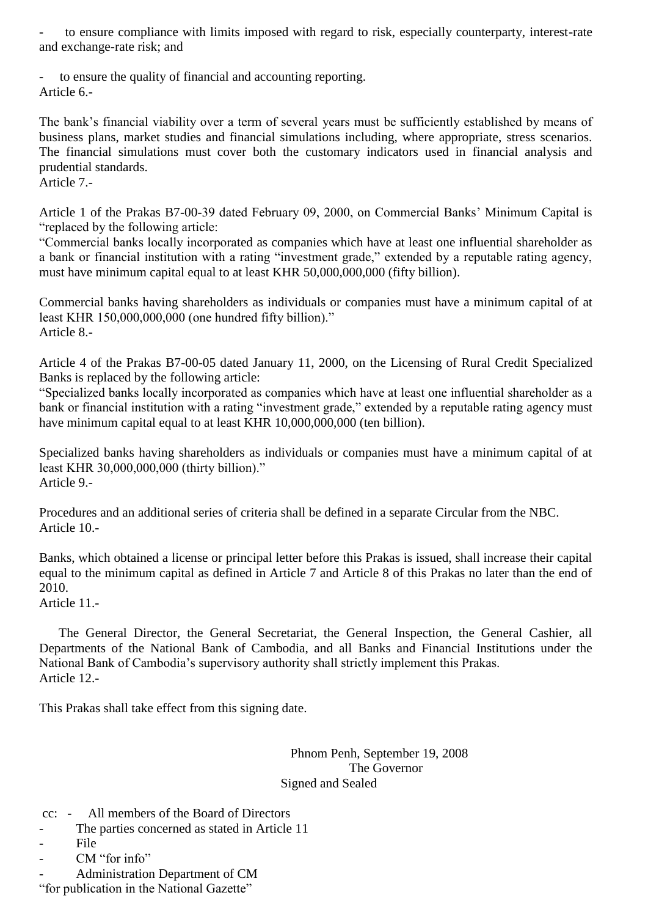- to ensure compliance with limits imposed with regard to risk, especially counterparty, interest-rate and exchange-rate risk; and

- to ensure the quality of financial and accounting reporting.

Article 6.-

The bank's financial viability over a term of several years must be sufficiently established by means of business plans, market studies and financial simulations including, where appropriate, stress scenarios. The financial simulations must cover both the customary indicators used in financial analysis and prudential standards.

Article 7.-

Article 1 of the Prakas B7-00-39 dated February 09, 2000, on Commercial Banks' Minimum Capital is "replaced by the following article:

"Commercial banks locally incorporated as companies which have at least one influential shareholder as a bank or financial institution with a rating "investment grade," extended by a reputable rating agency, must have minimum capital equal to at least KHR 50,000,000,000 (fifty billion).

Commercial banks having shareholders as individuals or companies must have a minimum capital of at least KHR 150,000,000,000 (one hundred fifty billion)."

Article 8.-

Article 4 of the Prakas B7-00-05 dated January 11, 2000, on the Licensing of Rural Credit Specialized Banks is replaced by the following article:

"Specialized banks locally incorporated as companies which have at least one influential shareholder as a bank or financial institution with a rating "investment grade," extended by a reputable rating agency must have minimum capital equal to at least KHR 10,000,000,000 (ten billion).

Specialized banks having shareholders as individuals or companies must have a minimum capital of at least KHR 30,000,000,000 (thirty billion)."

Article 9.-

Procedures and an additional series of criteria shall be defined in a separate Circular from the NBC.

Article 10.-

Banks, which obtained a license or principal letter before this Prakas is issued, shall increase their capital equal to the minimum capital as defined in Article 7 and Article 8 of this Prakas no later than the end of 2010.

Article 11.-

The General Director, the General Secretariat, the General Inspection, the General Cashier, all Departments of the National Bank of Cambodia, and all Banks and Financial Institutions under the National Bank of Cambodia's supervisory authority shall strictly implement this Prakas.

Article 12.-

This Prakas shall take effect from this signing date.

Phnom Penh, September 19, 2008

The Governor

Signed and Sealed

cc:
- All members of the Board of Directors
- The parties concerned as stated in Article 11
- File
- CM "for info"
- Administration Department of CM

"for publication in the National Gazette"